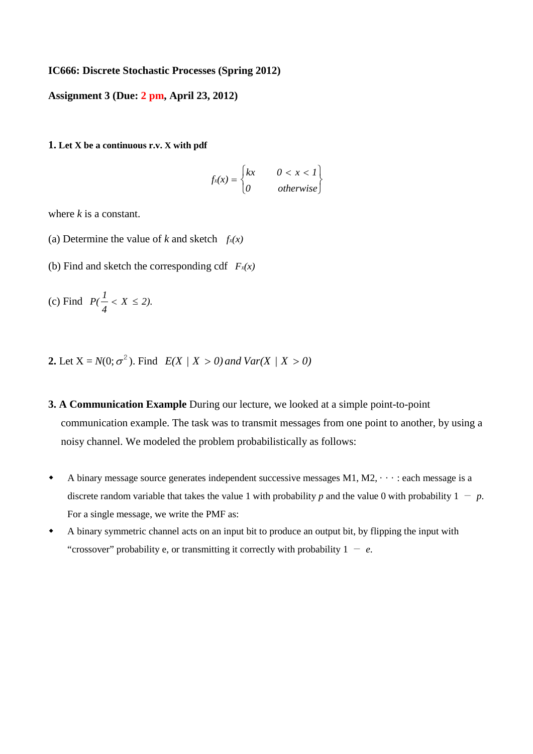**IC666: Discrete Stochastic Processes (Spring 2012)**

**Assignment 3 (Due: 2 pm, April 23, 2012)**

**1. Let X be a continuous r.v. X with pdf**

$$f_X(x) = \begin{cases} kx & 0 < x < 1 \\ 0 & \text{otherwise} \end{cases}$$

where $k$ is a constant.

(a) Determine the value of $k$ and sketch $f_X(x)$

(b) Find and sketch the corresponding cdf $F_X(x)$

(c) Find $P(\frac{1}{4} < X \le 2)$.

**2.** Let X = $N(0; \sigma^2)$. Find $E(X \mid X > 0)$ and $Var(X \mid X > 0)$

**3. A Communication Example** During our lecture, we looked at a simple point-to-point communication example. The task was to transmit messages from one point to another, by using a noisy channel. We modeled the problem probabilistically as follows:

- A binary message source generates independent successive messages M1, M2, · · · : each message is a discrete random variable that takes the value 1 with probability $p$ and the value 0 with probability $1 - p$. For a single message, we write the PMF as:
- A binary symmetric channel acts on an input bit to produce an output bit, by flipping the input with "crossover" probability e, or transmitting it correctly with probability $1 - e$.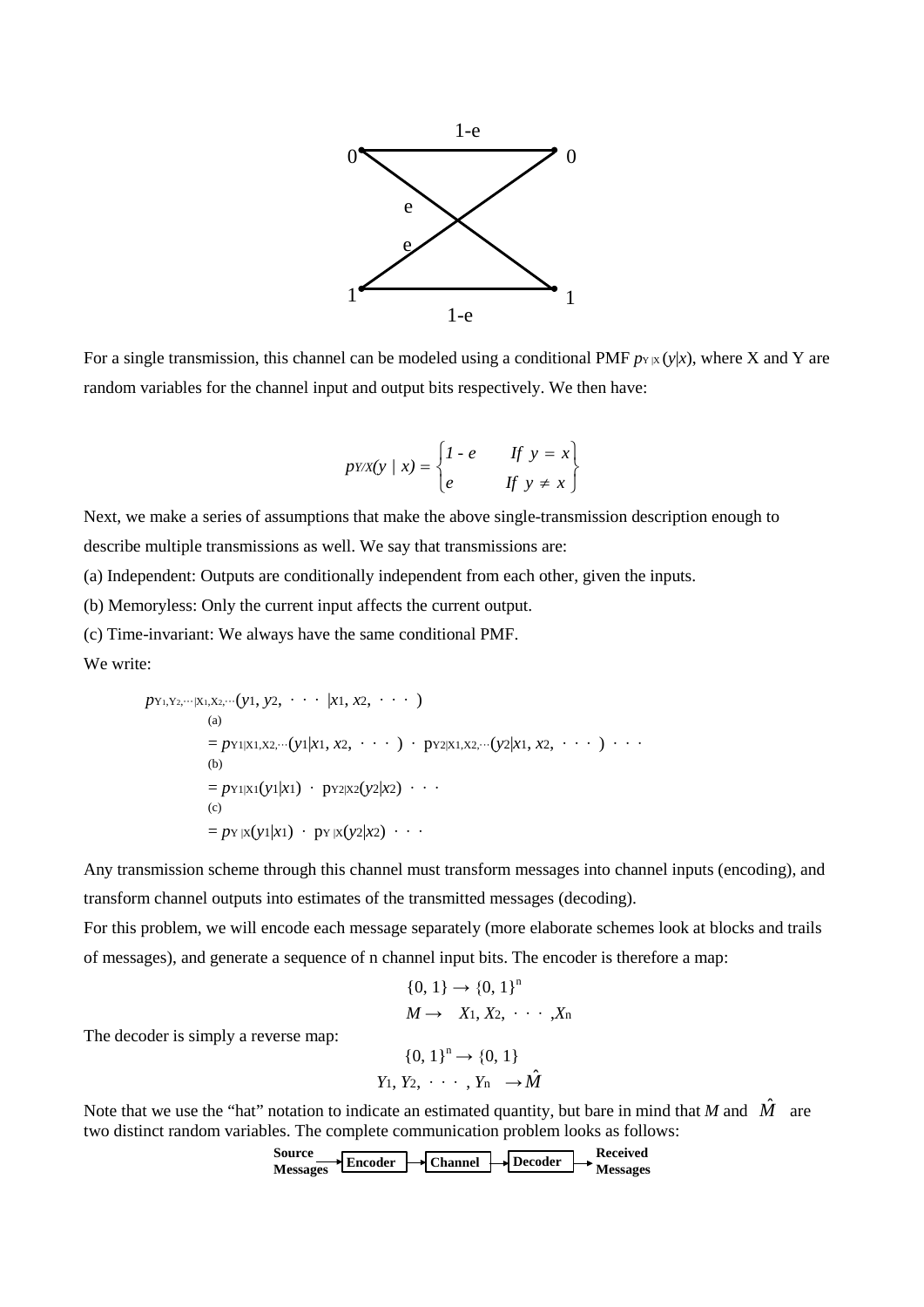For a single transmission, this channel can be modeled using a conditional PMF $p_{Y|X}(y|x)$, where X and Y are random variables for the channel input and output bits respectively. We then have:

$$p_{Y/X}(y \mid x) = \begin{cases} 1 - e & \text{If } y = x \\ e & \text{If } y \neq x \end{cases}$$

Next, we make a series of assumptions that make the above single-transmission description enough to describe multiple transmissions as well. We say that transmissions are:

(a) Independent: Outputs are conditionally independent from each other, given the inputs.

(b) Memoryless: Only the current input affects the current output.

(c) Time-invariant: We always have the same conditional PMF.

We write:

$$\begin{aligned}
&p_{Y_1,Y_2,\cdots|X_1,X_2,\cdots}(y_1, y_2, \cdots |x_1, x_2, \cdots) \\
&\overset{(a)}{=} p_{Y_1|X_1,X_2,\cdots}(y_1|x_1, x_2, \cdots) \cdot p_{Y_2|X_1,X_2,\cdots}(y_2|x_1, x_2, \cdots) \cdots \\
&\overset{(b)}{=} p_{Y_1|X_1}(y_1|x_1) \cdot p_{Y_2|X_2}(y_2|x_2) \cdots \\
&\overset{(c)}{=} p_{Y|X}(y_1|x_1) \cdot p_{Y|X}(y_2|x_2) \cdots
\end{aligned}$$

Any transmission scheme through this channel must transform messages into channel inputs (encoding), and transform channel outputs into estimates of the transmitted messages (decoding).

For this problem, we will encode each message separately (more elaborate schemes look at blocks and trails of messages), and generate a sequence of n channel input bits. The encoder is therefore a map:

$$\{0, 1\} \rightarrow \{0, 1\}^n$$
$$M \rightarrow X_1, X_2, \cdots, X_n$$

The decoder is simply a reverse map:

$$\{0, 1\}^n \rightarrow \{0, 1\}$$
$$Y_1, Y_2, \cdots, Y_n \rightarrow \hat{M}$$

Note that we use the "hat" notation to indicate an estimated quantity, but bare in mind that $M$ and $\hat{M}$ are two distinct random variables. The complete communication problem looks as follows:

**Source Messages** → **Encoder** → **Channel** → **Decoder** → **Received Messages**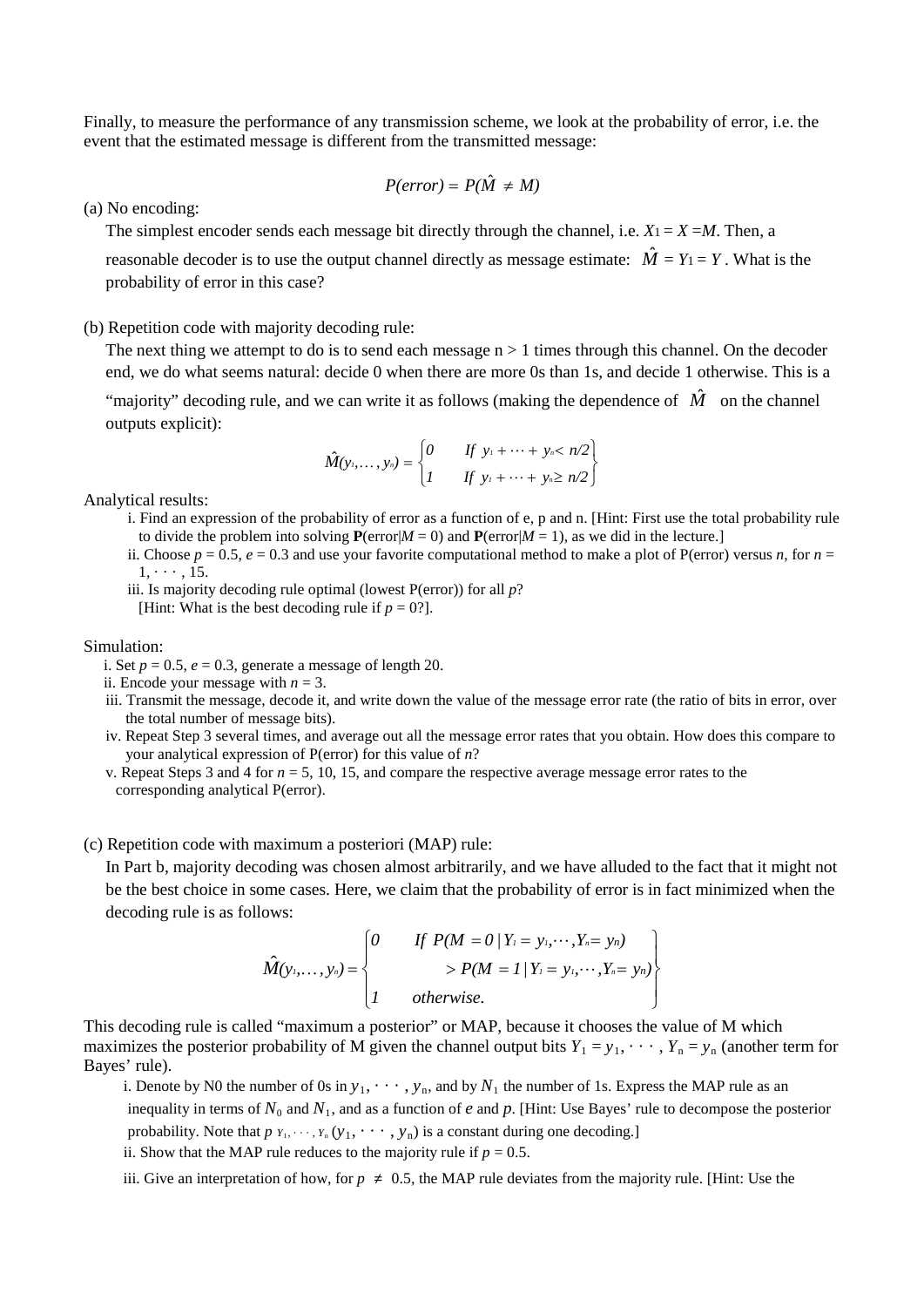Finally, to measure the performance of any transmission scheme, we look at the probability of error, i.e. the event that the estimated message is different from the transmitted message:

$$P(error) = P(\hat{M} \neq M)$$

(a) No encoding:

The simplest encoder sends each message bit directly through the channel, i.e. $X_1 = X = M$. Then, a reasonable decoder is to use the output channel directly as message estimate: $\hat{M} = Y_1 = Y$. What is the probability of error in this case?

(b) Repetition code with majority decoding rule:

The next thing we attempt to do is to send each message n > 1 times through this channel. On the decoder end, we do what seems natural: decide 0 when there are more 0s than 1s, and decide 1 otherwise. This is a "majority" decoding rule, and we can write it as follows (making the dependence of $\hat{M}$ on the channel outputs explicit):

$$\hat{M}(y_1,\dots,y_n) = \begin{cases} 0 & \text{If } y_1 + \cdots + y_n < n/2 \\ 1 & \text{If } y_1 + \cdots + y_n \geq n/2 \end{cases}$$

Analytical results:

i. Find an expression of the probability of error as a function of e, p and n. [Hint: First use the total probability rule to divide the problem into solving **P**(error|$M$ = 0) and **P**(error|$M$ = 1), as we did in the lecture.]

ii. Choose $p = 0.5$, $e = 0.3$ and use your favorite computational method to make a plot of P(error) versus $n$, for $n = 1, \cdots, 15$.

iii. Is majority decoding rule optimal (lowest P(error)) for all $p$?
[Hint: What is the best decoding rule if $p = 0$?].

Simulation:

i. Set $p = 0.5$, $e = 0.3$, generate a message of length 20.

ii. Encode your message with $n = 3$.

iii. Transmit the message, decode it, and write down the value of the message error rate (the ratio of bits in error, over the total number of message bits).

iv. Repeat Step 3 several times, and average out all the message error rates that you obtain. How does this compare to your analytical expression of P(error) for this value of $n$?

v. Repeat Steps 3 and 4 for $n$ = 5, 10, 15, and compare the respective average message error rates to the corresponding analytical P(error).

(c) Repetition code with maximum a posteriori (MAP) rule:

In Part b, majority decoding was chosen almost arbitrarily, and we have alluded to the fact that it might not be the best choice in some cases. Here, we claim that the probability of error is in fact minimized when the decoding rule is as follows:

$$\hat{M}(y_1,\dots,y_n) = \begin{cases} 0 & \text{If } P(M = 0 \mid Y_1 = y_1,\cdots,Y_n = y_n) \\ & \quad > P(M = 1 \mid Y_1 = y_1,\cdots,Y_n = y_n) \\ 1 & \text{otherwise.} \end{cases}$$

This decoding rule is called "maximum a posterior" or MAP, because it chooses the value of M which maximizes the posterior probability of M given the channel output bits $Y_1 = y_1, \cdots, Y_n = y_n$ (another term for Bayes' rule).

i. Denote by N0 the number of 0s in $y_1, \cdots, y_n$, and by $N_1$ the number of 1s. Express the MAP rule as an inequality in terms of $N_0$ and $N_1$, and as a function of $e$ and $p$. [Hint: Use Bayes' rule to decompose the posterior probability. Note that $p_{Y_1,\cdots,Y_n}(y_1, \cdots, y_n)$ is a constant during one decoding.]

ii. Show that the MAP rule reduces to the majority rule if $p = 0.5$.

iii. Give an interpretation of how, for $p \neq 0.5$, the MAP rule deviates from the majority rule. [Hint: Use the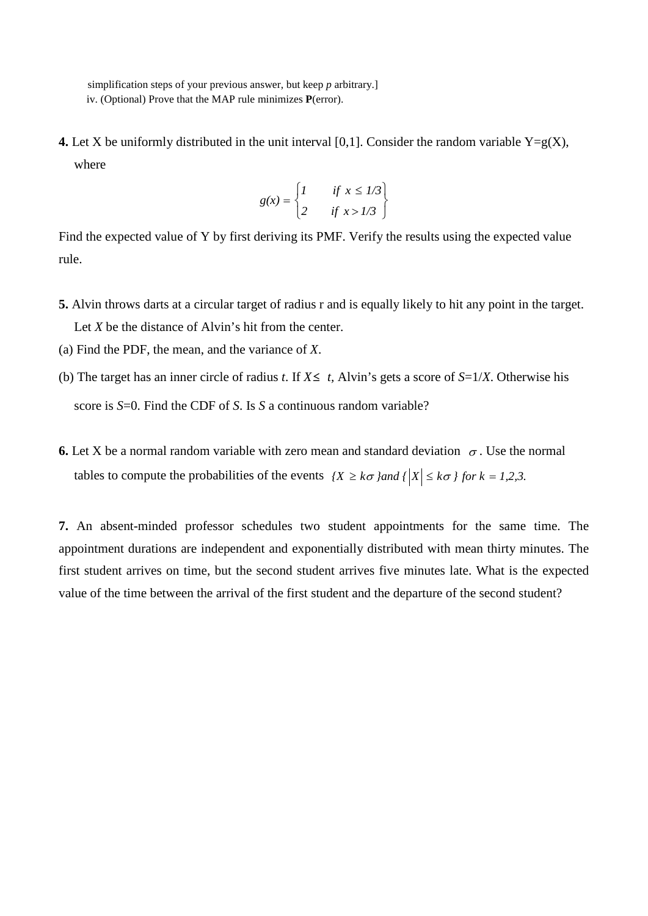simplification steps of your previous answer, but keep $p$ arbitrary.]

iv. (Optional) Prove that the MAP rule minimizes **P**(error).

**4.** Let X be uniformly distributed in the unit interval [0,1]. Consider the random variable Y=g(X), where

$$g(x) = \begin{cases} 1 & \text{if } x \leq 1/3 \\ 2 & \text{if } x > 1/3 \end{cases}$$

Find the expected value of Y by first deriving its PMF. Verify the results using the expected value rule.

**5.** Alvin throws darts at a circular target of radius r and is equally likely to hit any point in the target. Let $X$ be the distance of Alvin's hit from the center.

(a) Find the PDF, the mean, and the variance of $X$.

(b) The target has an inner circle of radius $t$. If $X \leq t$, Alvin's gets a score of $S=1/X$. Otherwise his score is $S=0$. Find the CDF of $S$. Is $S$ a continuous random variable?

**6.** Let X be a normal random variable with zero mean and standard deviation $\sigma$. Use the normal tables to compute the probabilities of the events $\{X \geq k\sigma\}$ and $\{|X| \leq k\sigma\}$ for $k = 1,2,3$.

**7.** An absent-minded professor schedules two student appointments for the same time. The appointment durations are independent and exponentially distributed with mean thirty minutes. The first student arrives on time, but the second student arrives five minutes late. What is the expected value of the time between the arrival of the first student and the departure of the second student?